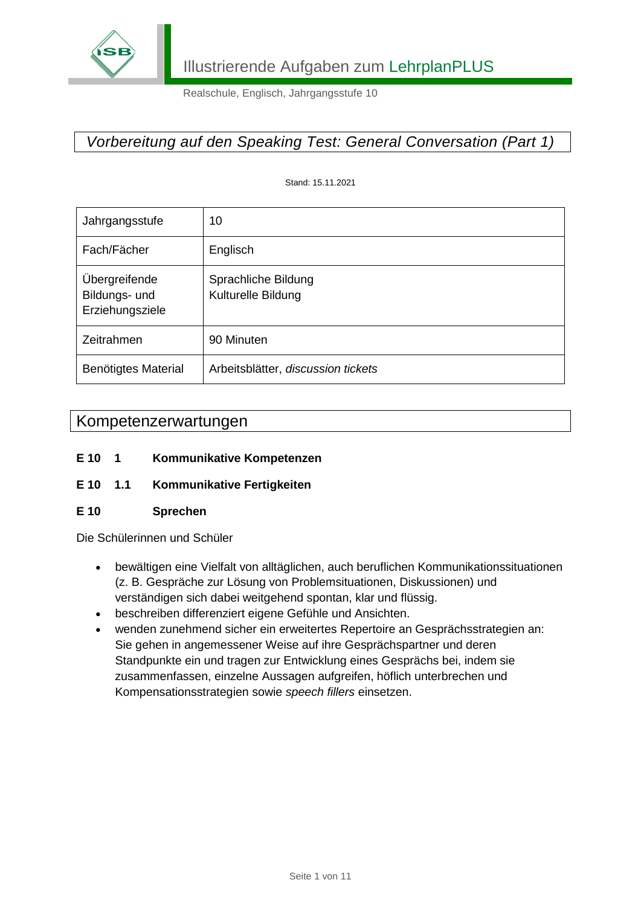Illustrierende Aufgaben zum LehrplanPLUS

Realschule, Englisch, Jahrgangsstufe 10

# *Vorbereitung auf den Speaking Test: General Conversation (Part 1)*

Stand: 15.11.2021

| Jahrgangsstufe | 10 |
|---|---|
| Fach/Fächer | Englisch |
| Übergreifende Bildungs- und Erziehungsziele | Sprachliche Bildung<br>Kulturelle Bildung |
| Zeitrahmen | 90 Minuten |
| Benötigtes Material | Arbeitsblätter, *discussion tickets* |

## Kompetenzerwartungen

**E 10 1 Kommunikative Kompetenzen**

**E 10 1.1 Kommunikative Fertigkeiten**

**E 10 Sprechen**

Die Schülerinnen und Schüler

- bewältigen eine Vielfalt von alltäglichen, auch beruflichen Kommunikationssituationen (z. B. Gespräche zur Lösung von Problemsituationen, Diskussionen) und verständigen sich dabei weitgehend spontan, klar und flüssig.
- beschreiben differenziert eigene Gefühle und Ansichten.
- wenden zunehmend sicher ein erweitertes Repertoire an Gesprächsstrategien an: Sie gehen in angemessener Weise auf ihre Gesprächspartner und deren Standpunkte ein und tragen zur Entwicklung eines Gesprächs bei, indem sie zusammenfassen, einzelne Aussagen aufgreifen, höflich unterbrechen und Kompensationsstrategien sowie *speech fillers* einsetzen.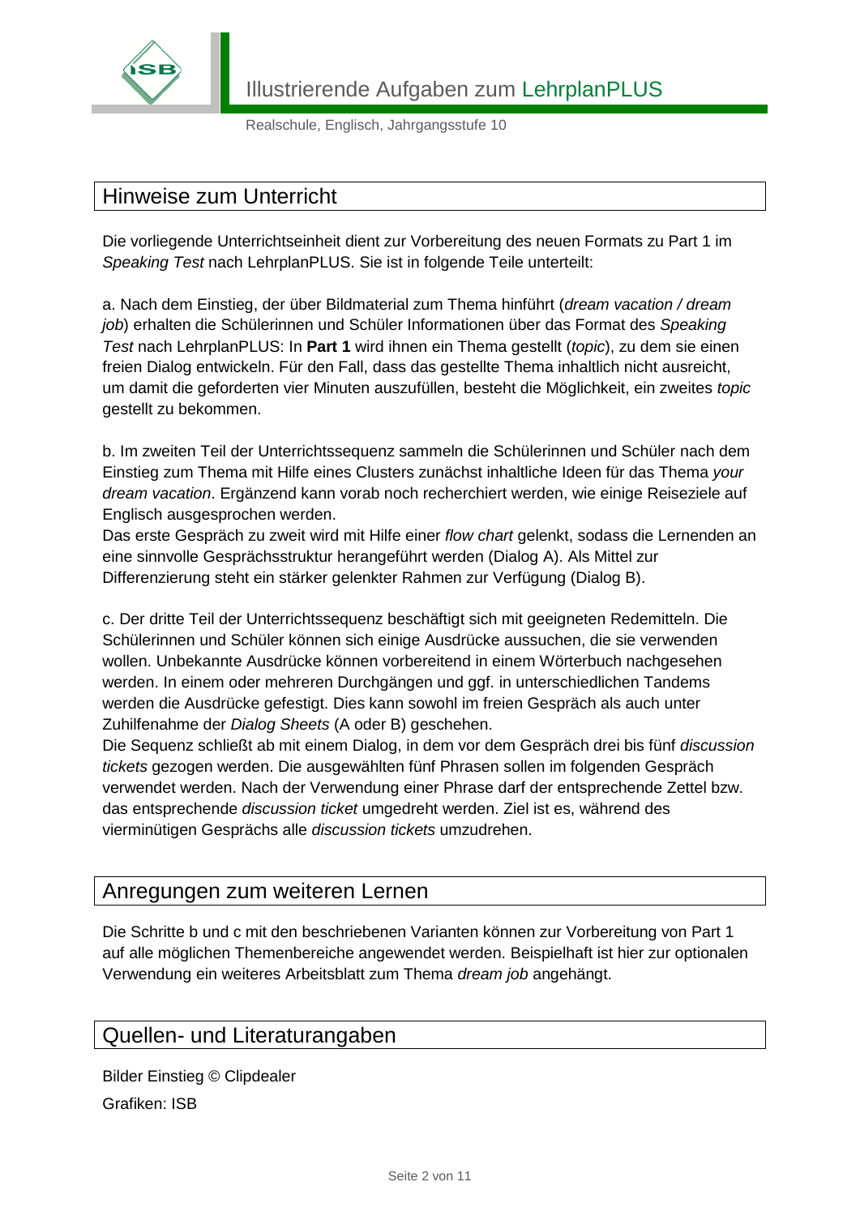## Hinweise zum Unterricht

Die vorliegende Unterrichtseinheit dient zur Vorbereitung des neuen Formats zu Part 1 im *Speaking Test* nach LehrplanPLUS. Sie ist in folgende Teile unterteilt:

a. Nach dem Einstieg, der über Bildmaterial zum Thema hinführt (*dream vacation / dream job*) erhalten die Schülerinnen und Schüler Informationen über das Format des *Speaking Test* nach LehrplanPLUS: In **Part 1** wird ihnen ein Thema gestellt (*topic*), zu dem sie einen freien Dialog entwickeln. Für den Fall, dass das gestellte Thema inhaltlich nicht ausreicht, um damit die geforderten vier Minuten auszufüllen, besteht die Möglichkeit, ein zweites *topic* gestellt zu bekommen.

b. Im zweiten Teil der Unterrichtssequenz sammeln die Schülerinnen und Schüler nach dem Einstieg zum Thema mit Hilfe eines Clusters zunächst inhaltliche Ideen für das Thema *your dream vacation*. Ergänzend kann vorab noch recherchiert werden, wie einige Reiseziele auf Englisch ausgesprochen werden.
Das erste Gespräch zu zweit wird mit Hilfe einer *flow chart* gelenkt, sodass die Lernenden an eine sinnvolle Gesprächsstruktur herangeführt werden (Dialog A). Als Mittel zur Differenzierung steht ein stärker gelenkter Rahmen zur Verfügung (Dialog B).

c. Der dritte Teil der Unterrichtssequenz beschäftigt sich mit geeigneten Redemitteln. Die Schülerinnen und Schüler können sich einige Ausdrücke aussuchen, die sie verwenden wollen. Unbekannte Ausdrücke können vorbereitend in einem Wörterbuch nachgesehen werden. In einem oder mehreren Durchgängen und ggf. in unterschiedlichen Tandems werden die Ausdrücke gefestigt. Dies kann sowohl im freien Gespräch als auch unter Zuhilfenahme der *Dialog Sheets* (A oder B) geschehen.
Die Sequenz schließt ab mit einem Dialog, in dem vor dem Gespräch drei bis fünf *discussion tickets* gezogen werden. Die ausgewählten fünf Phrasen sollen im folgenden Gespräch verwendet werden. Nach der Verwendung einer Phrase darf der entsprechende Zettel bzw. das entsprechende *discussion ticket* umgedreht werden. Ziel ist es, während des vierminütigen Gesprächs alle *discussion tickets* umzudrehen.

## Anregungen zum weiteren Lernen

Die Schritte b und c mit den beschriebenen Varianten können zur Vorbereitung von Part 1 auf alle möglichen Themenbereiche angewendet werden. Beispielhaft ist hier zur optionalen Verwendung ein weiteres Arbeitsblatt zum Thema *dream job* angehängt.

## Quellen- und Literaturangaben

Bilder Einstieg © Clipdealer

Grafiken: ISB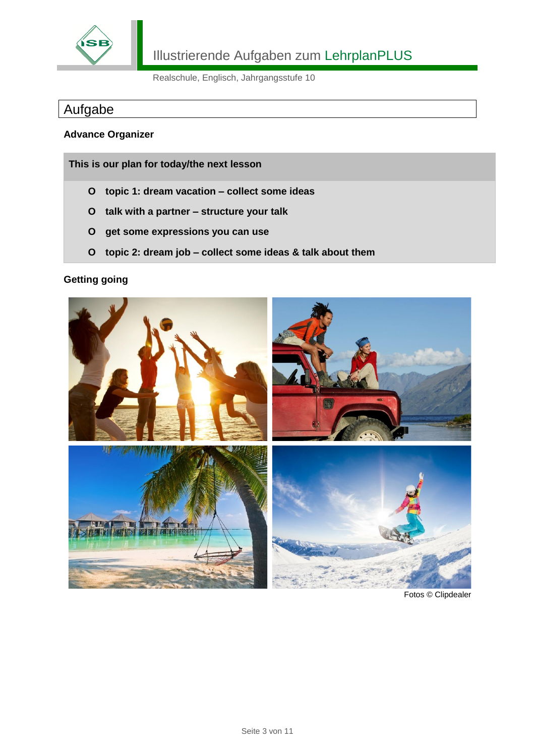# Aufgabe

**Advance Organizer**

**This is our plan for today/the next lesson**

- **topic 1: dream vacation – collect some ideas**
- **talk with a partner – structure your talk**
- **get some expressions you can use**
- **topic 2: dream job – collect some ideas & talk about them**

**Getting going**

Fotos © Clipdealer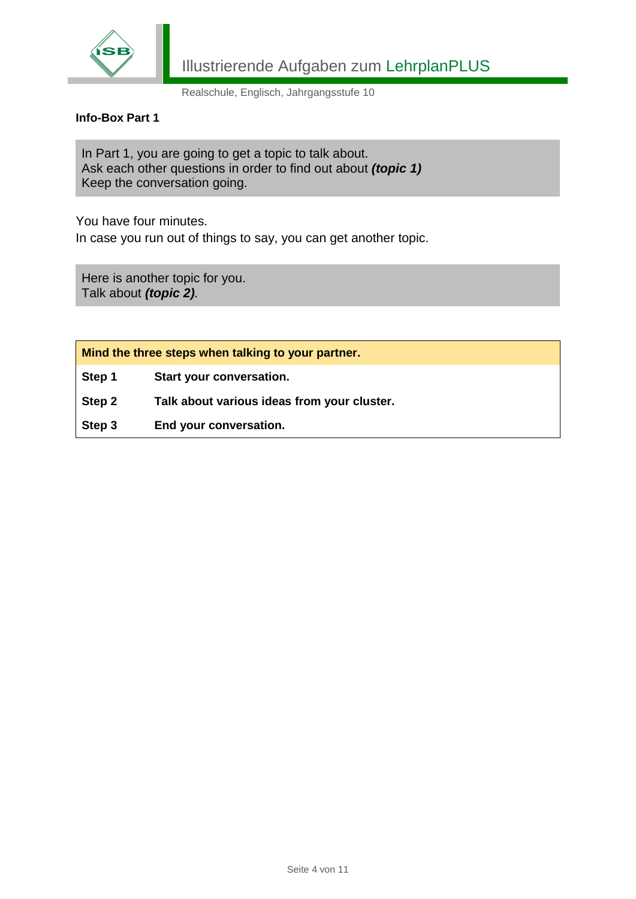**Info-Box Part 1**

In Part 1, you are going to get a topic to talk about.
Ask each other questions in order to find out about ***(topic 1)***
Keep the conversation going.

You have four minutes.
In case you run out of things to say, you can get another topic.

Here is another topic for you.
Talk about ***(topic 2)***.

| **Mind the three steps when talking to your partner.** | |
|---|---|
| **Step 1** | **Start your conversation.** |
| **Step 2** | **Talk about various ideas from your cluster.** |
| **Step 3** | **End your conversation.** |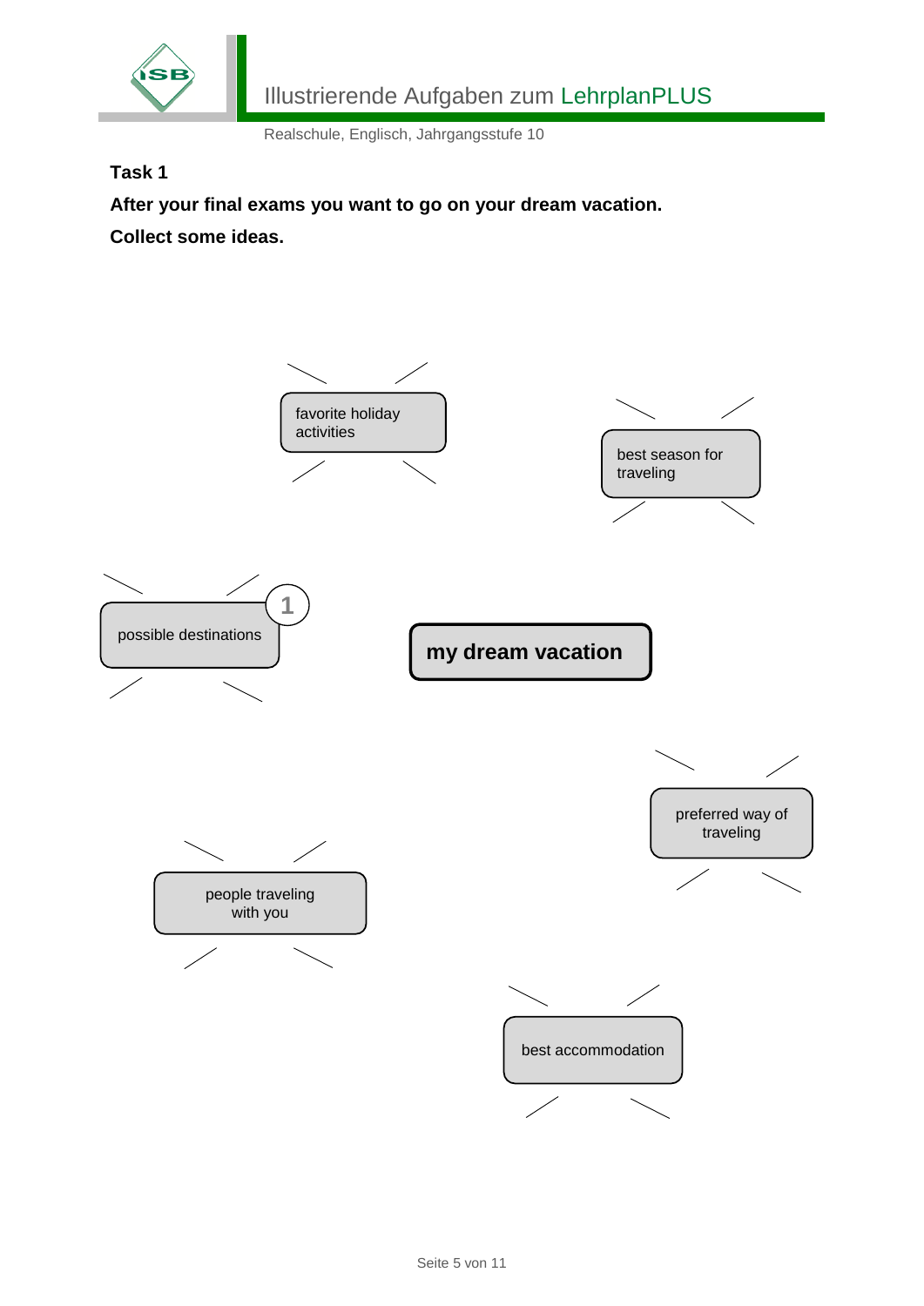**Task 1**

**After your final exams you want to go on your dream vacation.**

**Collect some ideas.**

**my dream vacation**

- 1 possible destinations
- favorite holiday activities
- best season for traveling
- preferred way of traveling
- people traveling with you
- best accommodation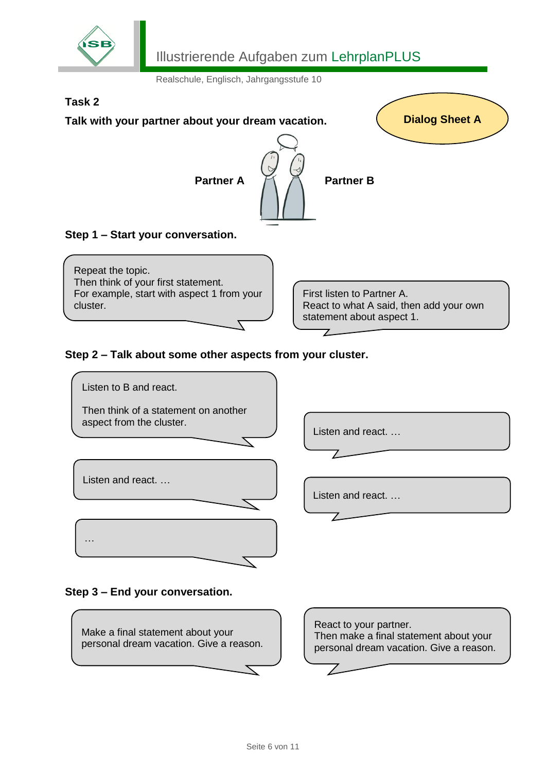**Task 2**

**Talk with your partner about your dream vacation.**

**Dialog Sheet A**

**Partner A** **Partner B**

### Step 1 – Start your conversation.

**Partner A:**
Repeat the topic.
Then think of your first statement.
For example, start with aspect 1 from your cluster.

**Partner B:**
First listen to Partner A.
React to what A said, then add your own statement about aspect 1.

### Step 2 – Talk about some other aspects from your cluster.

**Partner A:**
Listen to B and react.

Then think of a statement on another aspect from the cluster.

**Partner B:**
Listen and react. …

**Partner A:**
Listen and react. …

**Partner B:**
Listen and react. …

**Partner A:**
…

### Step 3 – End your conversation.

**Partner A:**
Make a final statement about your personal dream vacation. Give a reason.

**Partner B:**
React to your partner.
Then make a final statement about your personal dream vacation. Give a reason.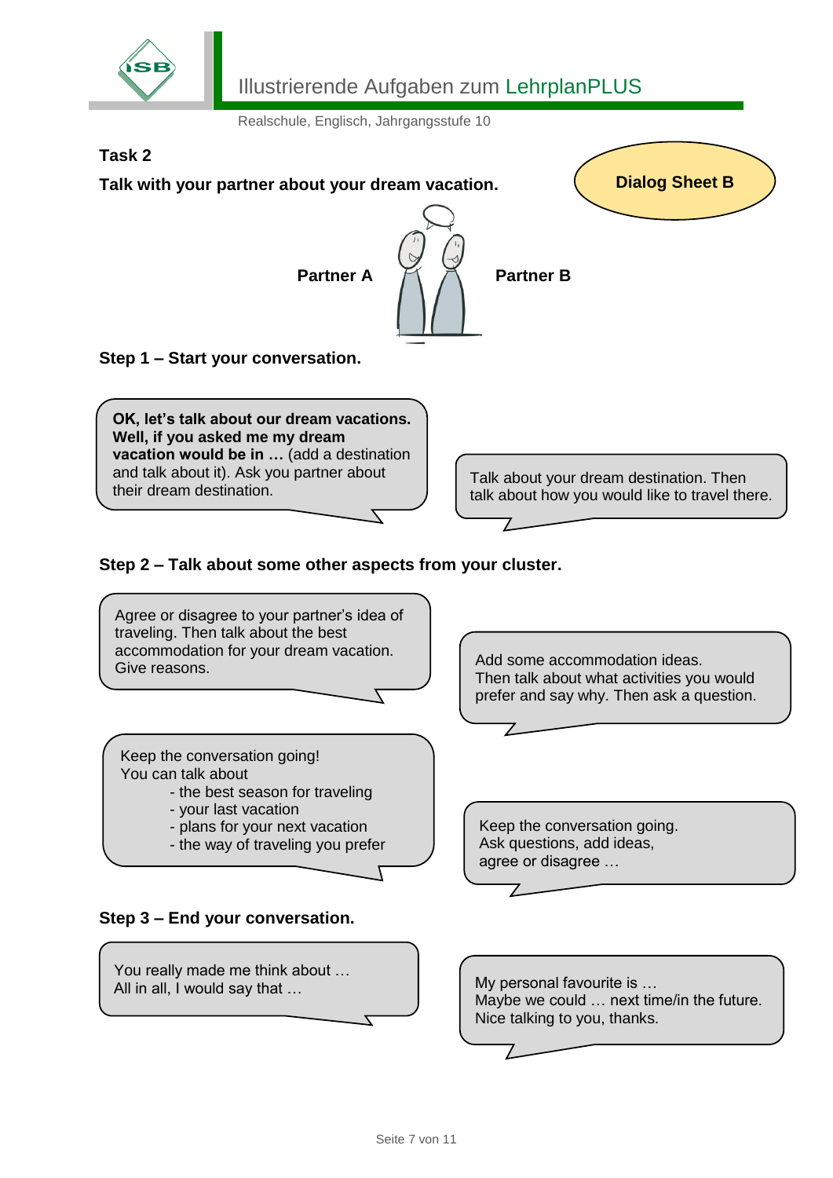**Task 2**

**Talk with your partner about your dream vacation.**

**Dialog Sheet B**

**Partner A** | **Partner B**

### Step 1 – Start your conversation.

**Partner A:** **OK, let's talk about our dream vacations. Well, if you asked me my dream vacation would be in …** (add a destination and talk about it). Ask you partner about their dream destination.

**Partner B:** Talk about your dream destination. Then talk about how you would like to travel there.

### Step 2 – Talk about some other aspects from your cluster.

**Partner A:** Agree or disagree to your partner's idea of traveling. Then talk about the best accommodation for your dream vacation. Give reasons.

**Partner B:** Add some accommodation ideas. Then talk about what activities you would prefer and say why. Then ask a question.

**Partner A:** Keep the conversation going! You can talk about

- the best season for traveling
- your last vacation
- plans for your next vacation
- the way of traveling you prefer

**Partner B:** Keep the conversation going. Ask questions, add ideas, agree or disagree …

### Step 3 – End your conversation.

**Partner A:** You really made me think about …
All in all, I would say that …

**Partner B:** My personal favourite is …
Maybe we could … next time/in the future.
Nice talking to you, thanks.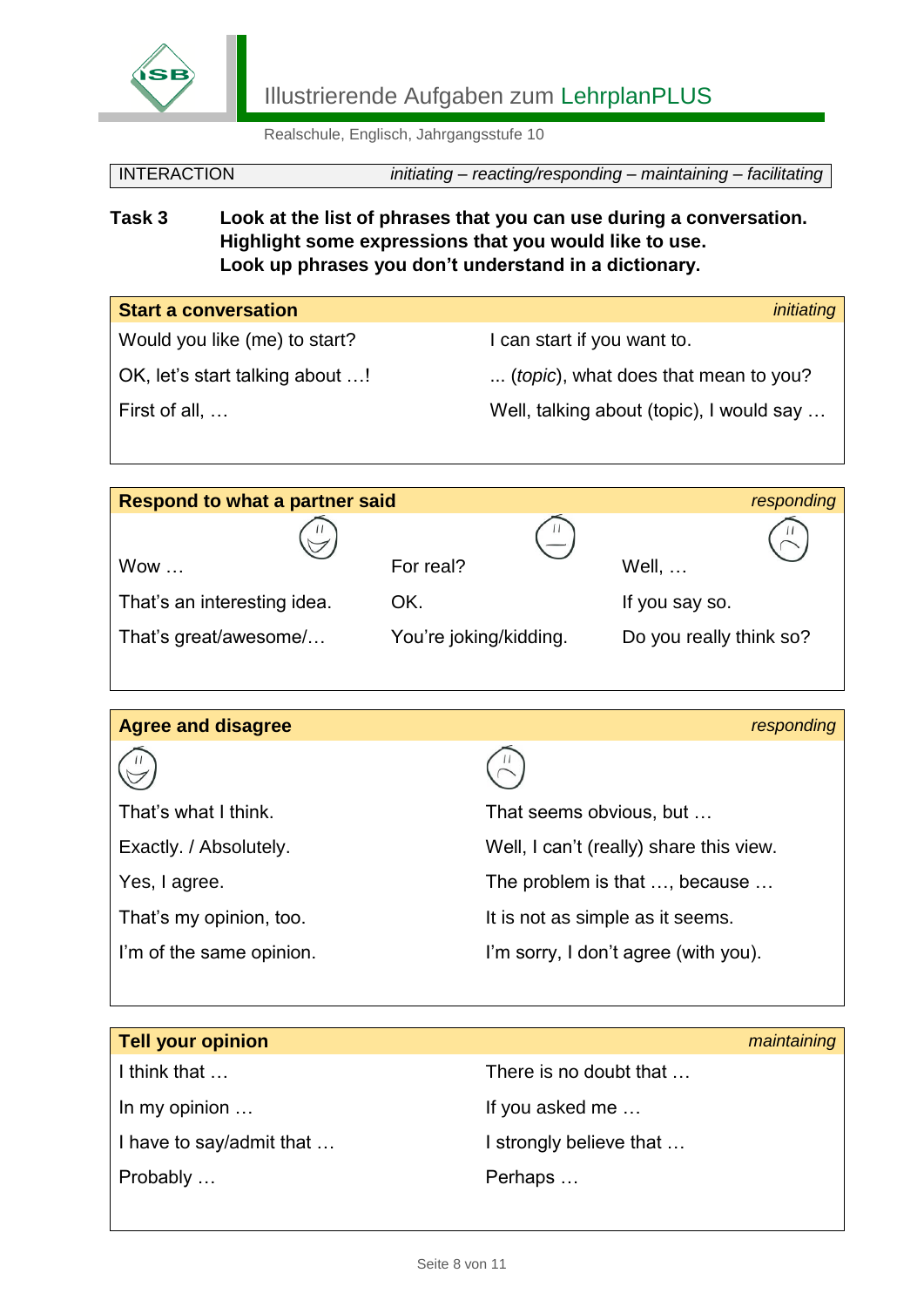INTERACTION *initiating – reacting/responding – maintaining – facilitating*

**Task 3** **Look at the list of phrases that you can use during a conversation. Highlight some expressions that you would like to use. Look up phrases you don't understand in a dictionary.**

| **Start a conversation** | *initiating* |
|---|---|
| Would you like (me) to start? | I can start if you want to. |
| OK, let's start talking about …! | ... (*topic*), what does that mean to you? |
| First of all, … | Well, talking about (topic), I would say … |

| **Respond to what a partner said** | | *responding* |
|---|---|---|
| Wow … | For real? | Well, … |
| That's an interesting idea. | OK. | If you say so. |
| That's great/awesome/… | You're joking/kidding. | Do you really think so? |

| **Agree and disagree** | *responding* |
|---|---|
| That's what I think. | That seems obvious, but … |
| Exactly. / Absolutely. | Well, I can't (really) share this view. |
| Yes, I agree. | The problem is that …, because … |
| That's my opinion, too. | It is not as simple as it seems. |
| I'm of the same opinion. | I'm sorry, I don't agree (with you). |

| **Tell your opinion** | *maintaining* |
|---|---|
| I think that … | There is no doubt that … |
| In my opinion … | If you asked me … |
| I have to say/admit that … | I strongly believe that … |
| Probably … | Perhaps … |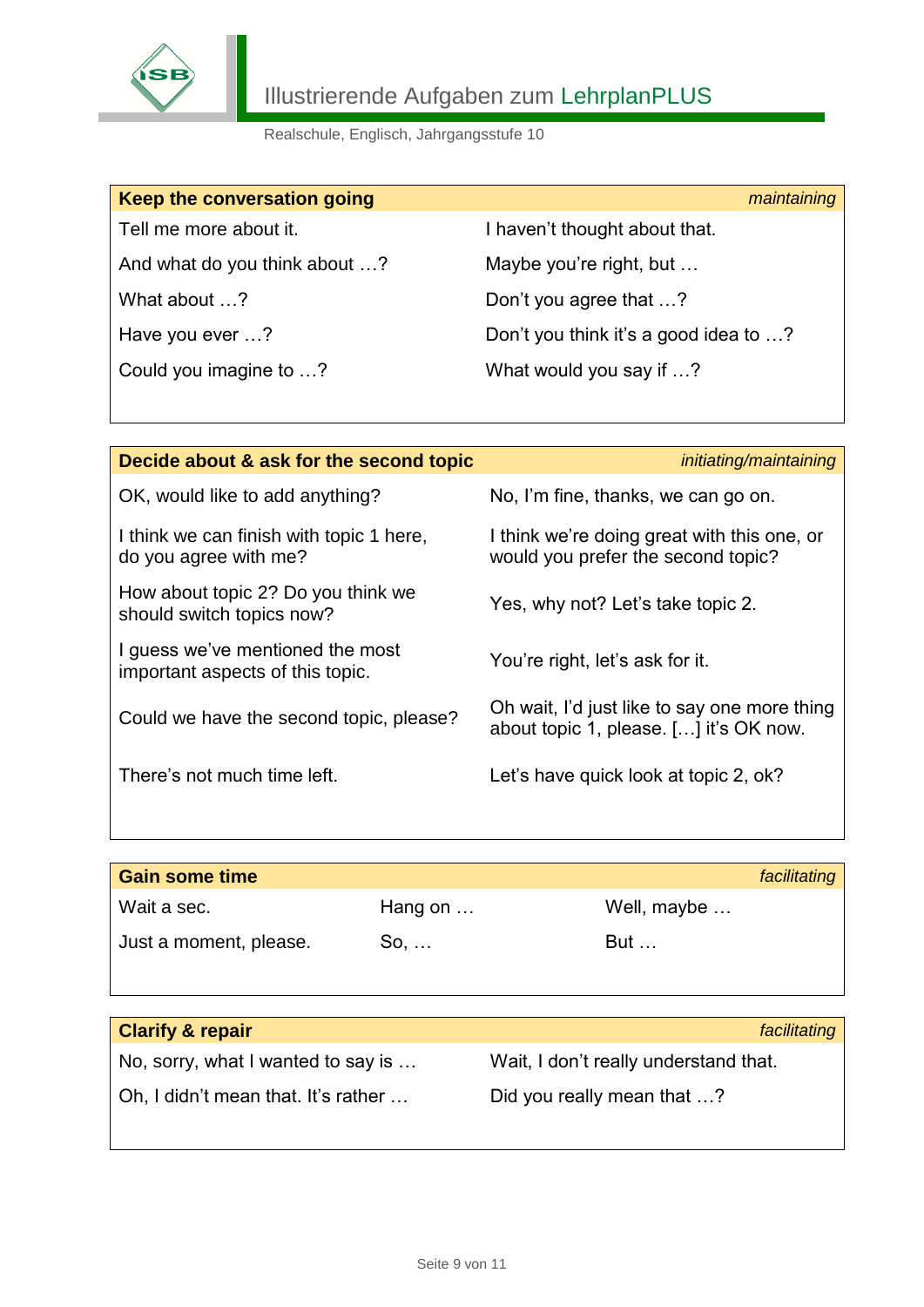| **Keep the conversation going** | *maintaining* |
|---|---|
| Tell me more about it. | I haven't thought about that. |
| And what do you think about …? | Maybe you're right, but … |
| What about …? | Don't you agree that …? |
| Have you ever …? | Don't you think it's a good idea to …? |
| Could you imagine to …? | What would you say if …? |

| **Decide about & ask for the second topic** | *initiating/maintaining* |
|---|---|
| OK, would like to add anything? | No, I'm fine, thanks, we can go on. |
| I think we can finish with topic 1 here, do you agree with me? | I think we're doing great with this one, or would you prefer the second topic? |
| How about topic 2? Do you think we should switch topics now? | Yes, why not? Let's take topic 2. |
| I guess we've mentioned the most important aspects of this topic. | You're right, let's ask for it. |
| Could we have the second topic, please? | Oh wait, I'd just like to say one more thing about topic 1, please. […] it's OK now. |
| There's not much time left. | Let's have quick look at topic 2, ok? |

| **Gain some time** | | *facilitating* |
|---|---|---|
| Wait a sec. | Hang on … | Well, maybe … |
| Just a moment, please. | So, … | But … |

| **Clarify & repair** | *facilitating* |
|---|---|
| No, sorry, what I wanted to say is … | Wait, I don't really understand that. |
| Oh, I didn't mean that. It's rather … | Did you really mean that …? |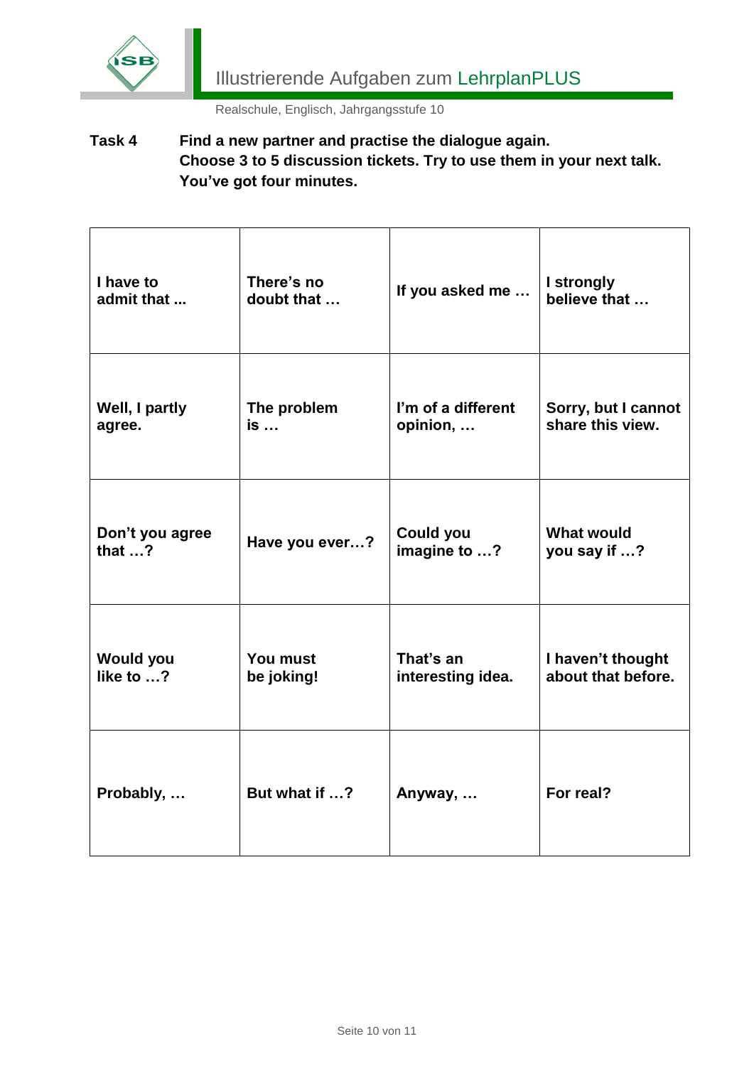**Task 4** **Find a new partner and practise the dialogue again. Choose 3 to 5 discussion tickets. Try to use them in your next talk. You've got four minutes.**

| | | | |
|---|---|---|---|
| **I have to admit that ...** | **There's no doubt that …** | **If you asked me …** | **I strongly believe that …** |
| **Well, I partly agree.** | **The problem is …** | **I'm of a different opinion, …** | **Sorry, but I cannot share this view.** |
| **Don't you agree that …?** | **Have you ever…?** | **Could you imagine to …?** | **What would you say if …?** |
| **Would you like to …?** | **You must be joking!** | **That's an interesting idea.** | **I haven't thought about that before.** |
| **Probably, …** | **But what if …?** | **Anyway, …** | **For real?** |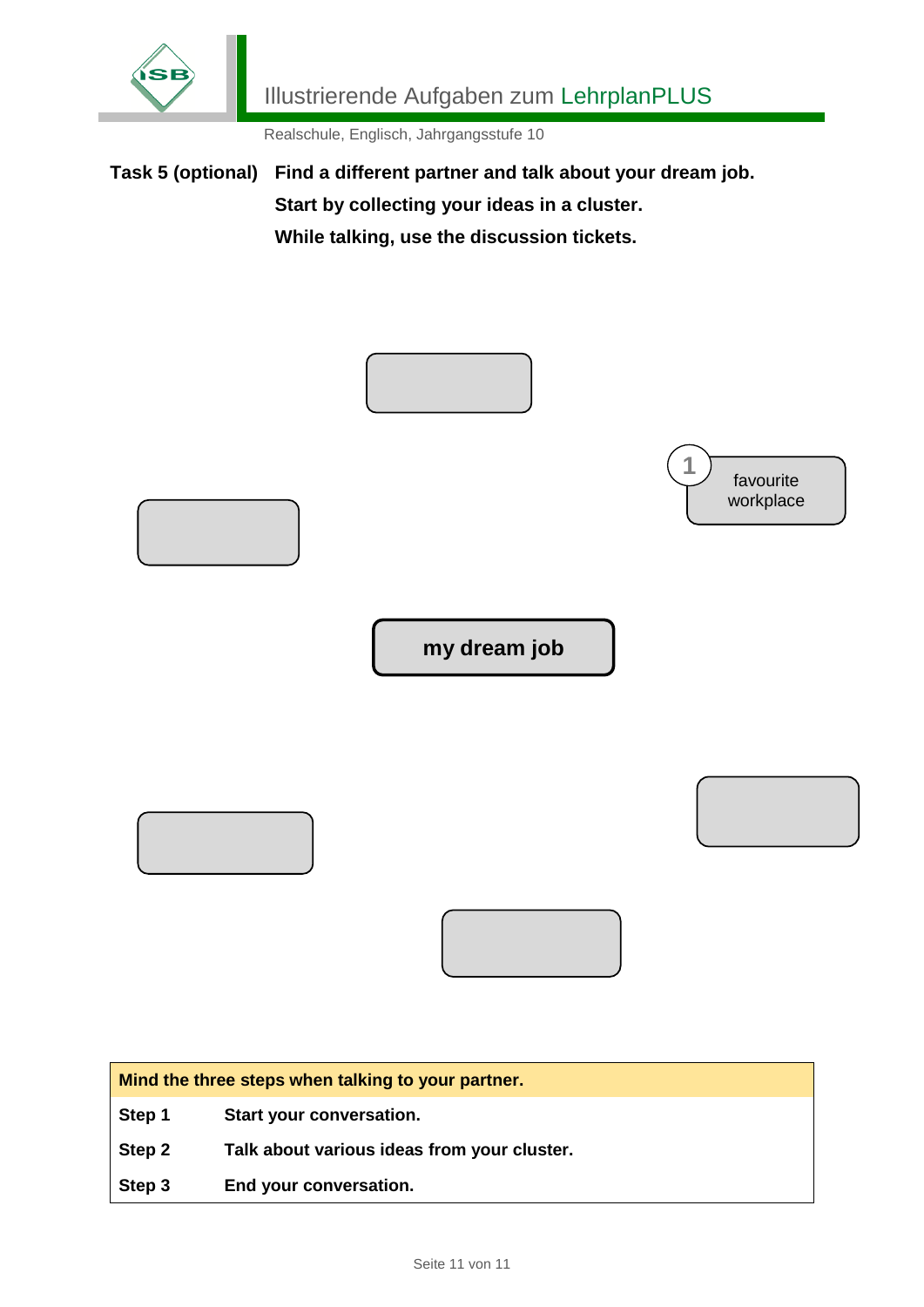**Task 5 (optional)** **Find a different partner and talk about your dream job.**
**Start by collecting your ideas in a cluster.**
**While talking, use the discussion tickets.**

1 favourite workplace

**my dream job**

| **Mind the three steps when talking to your partner.** | |
|---|---|
| **Step 1** | **Start your conversation.** |
| **Step 2** | **Talk about various ideas from your cluster.** |
| **Step 3** | **End your conversation.** |